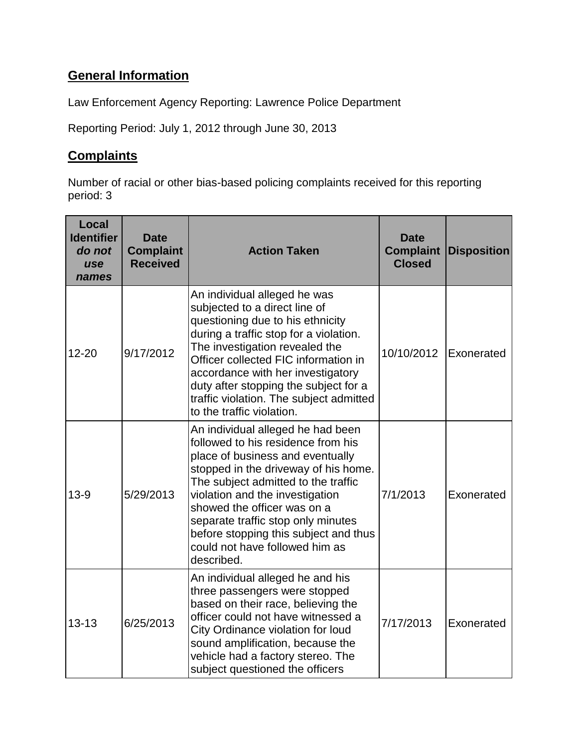## General Information

Law Enforcement Agency Reporting: Lawrence Police Department

Reporting Period: July 1, 2012 through June 30, 2013

## Complaints

Number of racial or other bias-based policing complaints received for this reporting period: 3

| Local Identifier *do not use names* | Date Complaint Received | Action Taken | Date Complaint Closed | Disposition |
|---|---|---|---|---|
| 12-20 | 9/17/2012 | An individual alleged he was subjected to a direct line of questioning due to his ethnicity during a traffic stop for a violation. The investigation revealed the Officer collected FIC information in accordance with her investigatory duty after stopping the subject for a traffic violation. The subject admitted to the traffic violation. | 10/10/2012 | Exonerated |
| 13-9 | 5/29/2013 | An individual alleged he had been followed to his residence from his place of business and eventually stopped in the driveway of his home. The subject admitted to the traffic violation and the investigation showed the officer was on a separate traffic stop only minutes before stopping this subject and thus could not have followed him as described. | 7/1/2013 | Exonerated |
| 13-13 | 6/25/2013 | An individual alleged he and his three passengers were stopped based on their race, believing the officer could not have witnessed a City Ordinance violation for loud sound amplification, because the vehicle had a factory stereo. The subject questioned the officers | 7/17/2013 | Exonerated |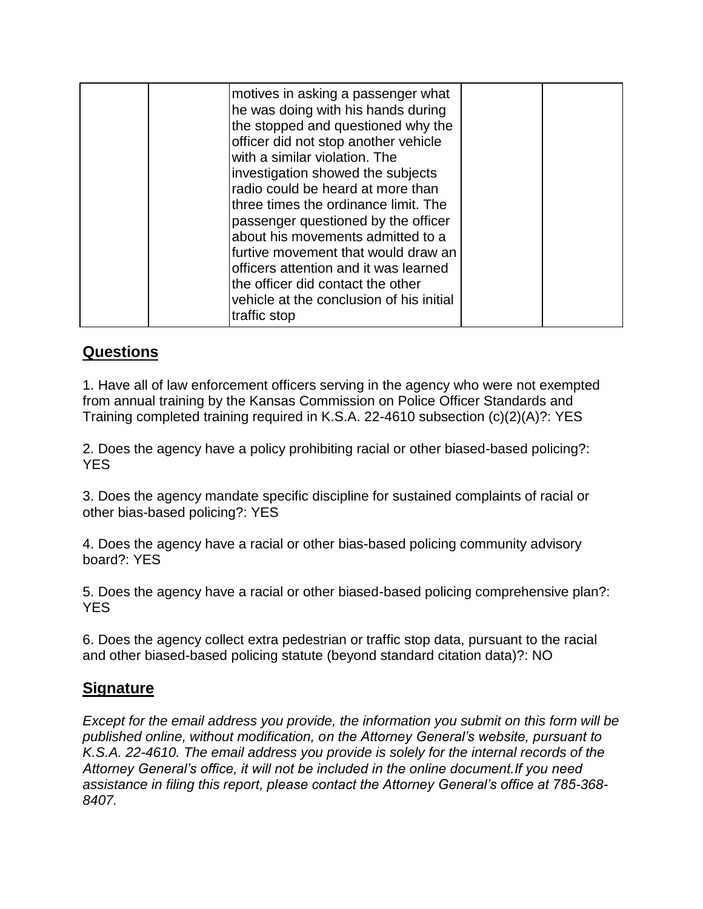|  |  | motives in asking a passenger what he was doing with his hands during the stopped and questioned why the officer did not stop another vehicle with a similar violation. The investigation showed the subjects radio could be heard at more than three times the ordinance limit. The passenger questioned by the officer about his movements admitted to a furtive movement that would draw an officers attention and it was learned the officer did contact the other vehicle at the conclusion of his initial traffic stop |  |  |
|---|---|---|---|---|

## Questions

1. Have all of law enforcement officers serving in the agency who were not exempted from annual training by the Kansas Commission on Police Officer Standards and Training completed training required in K.S.A. 22-4610 subsection (c)(2)(A)?: YES

2. Does the agency have a policy prohibiting racial or other biased-based policing?: YES

3. Does the agency mandate specific discipline for sustained complaints of racial or other bias-based policing?: YES

4. Does the agency have a racial or other bias-based policing community advisory board?: YES

5. Does the agency have a racial or other biased-based policing comprehensive plan?: YES

6. Does the agency collect extra pedestrian or traffic stop data, pursuant to the racial and other biased-based policing statute (beyond standard citation data)?: NO

## Signature

*Except for the email address you provide, the information you submit on this form will be published online, without modification, on the Attorney General's website, pursuant to K.S.A. 22-4610. The email address you provide is solely for the internal records of the Attorney General's office, it will not be included in the online document.If you need assistance in filing this report, please contact the Attorney General's office at 785-368-8407.*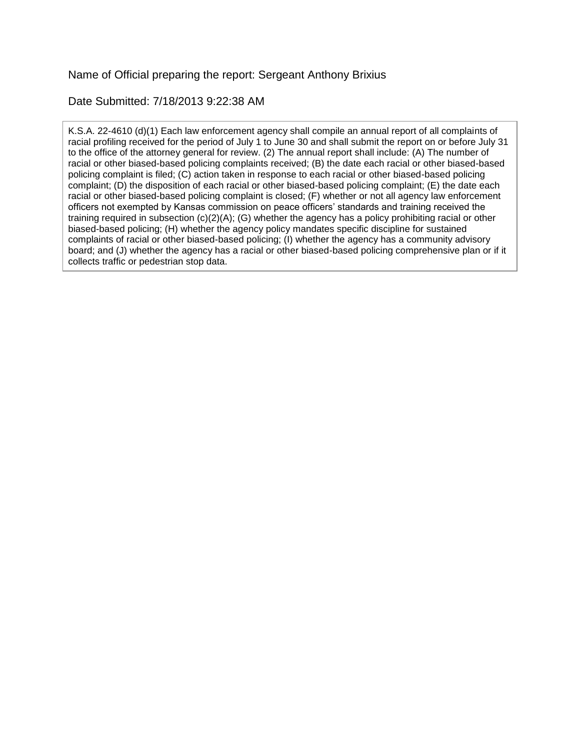Name of Official preparing the report: Sergeant Anthony Brixius

Date Submitted: 7/18/2013 9:22:38 AM

K.S.A. 22-4610 (d)(1) Each law enforcement agency shall compile an annual report of all complaints of racial profiling received for the period of July 1 to June 30 and shall submit the report on or before July 31 to the office of the attorney general for review. (2) The annual report shall include: (A) The number of racial or other biased-based policing complaints received; (B) the date each racial or other biased-based policing complaint is filed; (C) action taken in response to each racial or other biased-based policing complaint; (D) the disposition of each racial or other biased-based policing complaint; (E) the date each racial or other biased-based policing complaint is closed; (F) whether or not all agency law enforcement officers not exempted by Kansas commission on peace officers' standards and training received the training required in subsection (c)(2)(A); (G) whether the agency has a policy prohibiting racial or other biased-based policing; (H) whether the agency policy mandates specific discipline for sustained complaints of racial or other biased-based policing; (I) whether the agency has a community advisory board; and (J) whether the agency has a racial or other biased-based policing comprehensive plan or if it collects traffic or pedestrian stop data.